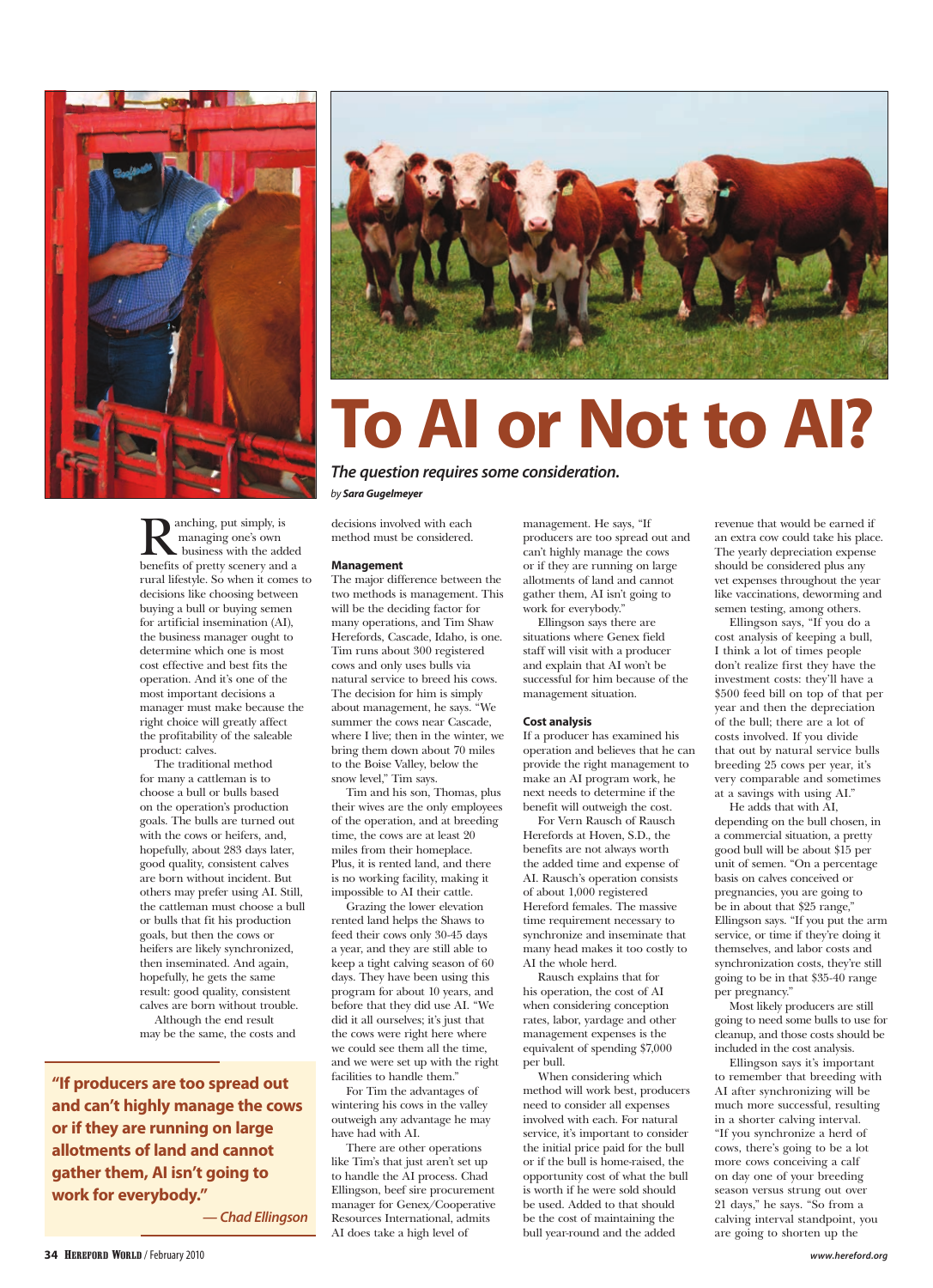// Title
# To AI or Not to AI?

*The question requires some consideration.*

*by* ***Sara Gugelmeyer***

Ranching, put simply, is managing one's own business with the added benefits of pretty scenery and a rural lifestyle. So when it comes to decisions like choosing between buying a bull or buying semen for artificial insemination (AI), the business manager ought to determine which one is most cost effective and best fits the operation. And it's one of the most important decisions a manager must make because the right choice will greatly affect the profitability of the saleable product: calves.

The traditional method for many a cattleman is to choose a bull or bulls based on the operation's production goals. The bulls are turned out with the cows or heifers, and, hopefully, about 283 days later, good quality, consistent calves are born without incident. But others may prefer using AI. Still, the cattleman must choose a bull or bulls that fit his production goals, but then the cows or heifers are likely synchronized, then inseminated. And again, hopefully, he gets the same result: good quality, consistent calves are born without trouble.

Although the end result may be the same, the costs and decisions involved with each method must be considered.

> **"If producers are too spread out and can't highly manage the cows or if they are running on large allotments of land and cannot gather them, AI isn't going to work for everybody."**
>
> ***— Chad Ellingson***

### Management

The major difference between the two methods is management. This will be the deciding factor for many operations, and Tim Shaw Herefords, Cascade, Idaho, is one. Tim runs about 300 registered cows and only uses bulls via natural service to breed his cows. The decision for him is simply about management, he says. "We summer the cows near Cascade, where I live; then in the winter, we bring them down about 70 miles to the Boise Valley, below the snow level," Tim says.

Tim and his son, Thomas, plus their wives are the only employees of the operation, and at breeding time, the cows are at least 20 miles from their homeplace. Plus, it is rented land, and there is no working facility, making it impossible to AI their cattle.

Grazing the lower elevation rented land helps the Shaws to feed their cows only 30-45 days a year, and they are still able to keep a tight calving season of 60 days. They have been using this program for about 10 years, and before that they did use AI. "We did it all ourselves; it's just that the cows were right here where we could see them all the time, and we were set up with the right facilities to handle them."

For Tim the advantages of wintering his cows in the valley outweigh any advantage he may have had with AI.

There are other operations like Tim's that just aren't set up to handle the AI process. Chad Ellingson, beef sire procurement manager for Genex/Cooperative Resources International, admits AI does take a high level of management. He says, "If producers are too spread out and can't highly manage the cows or if they are running on large allotments of land and cannot gather them, AI isn't going to work for everybody."

Ellingson says there are situations where Genex field staff will visit with a producer and explain that AI won't be successful for him because of the management situation.

### Cost analysis

If a producer has examined his operation and believes that he can provide the right management to make an AI program work, he next needs to determine if the benefit will outweigh the cost.

For Vern Rausch of Rausch Herefords at Hoven, S.D., the benefits are not always worth the added time and expense of AI. Rausch's operation consists of about 1,000 registered Hereford females. The massive time requirement necessary to synchronize and inseminate that many head makes it too costly to AI the whole herd.

Rausch explains that for his operation, the cost of AI when considering conception rates, labor, yardage and other management expenses is the equivalent of spending $7,000 per bull.

When considering which method will work best, producers need to consider all expenses involved with each. For natural service, it's important to consider the initial price paid for the bull or if the bull is home-raised, the opportunity cost of what the bull is worth if he were sold should be used. Added to that should be the cost of maintaining the bull year-round and the added revenue that would be earned if an extra cow could take his place. The yearly depreciation expense should be considered plus any vet expenses throughout the year like vaccinations, deworming and semen testing, among others.

Ellingson says, "If you do a cost analysis of keeping a bull, I think a lot of times people don't realize first they have the investment costs: they'll have a $500 feed bill on top of that per year and then the depreciation of the bull; there are a lot of costs involved. If you divide that out by natural service bulls breeding 25 cows per year, it's very comparable and sometimes at a savings with using AI."

He adds that with AI, depending on the bull chosen, in a commercial situation, a pretty good bull will be about $15 per unit of semen. "On a percentage basis on calves conceived or pregnancies, you are going to be in about that $25 range," Ellingson says. "If you put the arm service, or time if they're doing it themselves, and labor costs and synchronization costs, they're still going to be in that $35-40 range per pregnancy."

Most likely producers are still going to need some bulls to use for cleanup, and those costs should be included in the cost analysis.

Ellingson says it's important to remember that breeding with AI after synchronizing will be much more successful, resulting in a shorter calving interval. "If you synchronize a herd of cows, there's going to be a lot more cows conceiving a calf on day one of your breeding season versus strung out over 21 days," he says. "So from a calving interval standpoint, you are going to shorten up the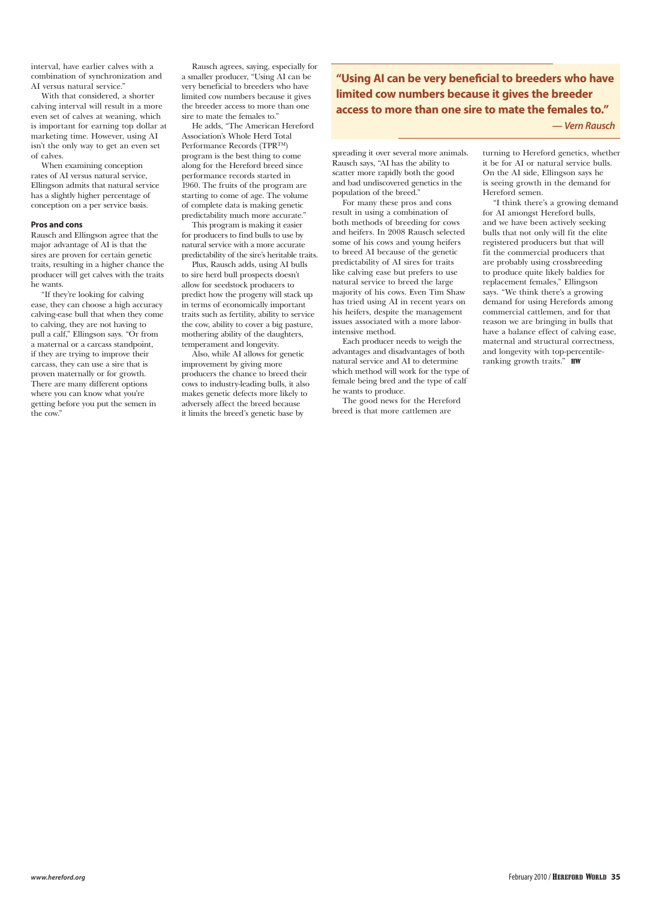interval, have earlier calves with a combination of synchronization and AI versus natural service."

With that considered, a shorter calving interval will result in a more even set of calves at weaning, which is important for earning top dollar at marketing time. However, using AI isn't the only way to get an even set of calves.

When examining conception rates of AI versus natural service, Ellingson admits that natural service has a slightly higher percentage of conception on a per service basis.

**Pros and cons**

Rausch and Ellingson agree that the major advantage of AI is that the sires are proven for certain genetic traits, resulting in a higher chance the producer will get calves with the traits he wants.

"If they're looking for calving ease, they can choose a high accuracy calving-ease bull that when they come to calving, they are not having to pull a calf," Ellingson says. "Or from a maternal or a carcass standpoint, if they are trying to improve their carcass, they can use a sire that is proven maternally or for growth. There are many different options where you can know what you're getting before you put the semen in the cow."

Rausch agrees, saying, especially for a smaller producer, "Using AI can be very beneficial to breeders who have limited cow numbers because it gives the breeder access to more than one sire to mate the females to."

He adds, "The American Hereford Association's Whole Herd Total Performance Records (TPR™) program is the best thing to come along for the Hereford breed since performance records started in 1960. The fruits of the program are starting to come of age. The volume of complete data is making genetic predictability much more accurate."

This program is making it easier for producers to find bulls to use by natural service with a more accurate predictability of the sire's heritable traits.

Plus, Rausch adds, using AI bulls to sire herd bull prospects doesn't allow for seedstock producers to predict how the progeny will stack up in terms of economically important traits such as fertility, ability to service the cow, ability to cover a big pasture, mothering ability of the daughters, temperament and longevity.

Also, while AI allows for genetic improvement by giving more producers the chance to breed their cows to industry-leading bulls, it also makes genetic defects more likely to adversely affect the breed because it limits the breed's genetic base by spreading it over several more animals. Rausch says, "AI has the ability to scatter more rapidly both the good and bad undiscovered genetics in the population of the breed."

> **"Using AI can be very beneficial to breeders who have limited cow numbers because it gives the breeder access to more than one sire to mate the females to."**
> ***— Vern Rausch***

For many these pros and cons result in using a combination of both methods of breeding for cows and heifers. In 2008 Rausch selected some of his cows and young heifers to breed AI because of the genetic predictability of AI sires for traits like calving ease but prefers to use natural service to breed the large majority of his cows. Even Tim Shaw has tried using AI in recent years on his heifers, despite the management issues associated with a more labor-intensive method.

Each producer needs to weigh the advantages and disadvantages of both natural service and AI to determine which method will work for the type of female being bred and the type of calf he wants to produce.

The good news for the Hereford breed is that more cattlemen are turning to Hereford genetics, whether it be for AI or natural service bulls. On the AI side, Ellingson says he is seeing growth in the demand for Hereford semen.

"I think there's a growing demand for AI amongst Hereford bulls, and we have been actively seeking bulls that not only will fit the elite registered producers but that will fit the commercial producers that are probably using crossbreeding to produce quite likely baldies for replacement females," Ellingson says. "We think there's a growing demand for using Herefords among commercial cattlemen, and for that reason we are bringing in bulls that have a balance effect of calving ease, maternal and structural correctness, and longevity with top-percentile-ranking growth traits." **HW**